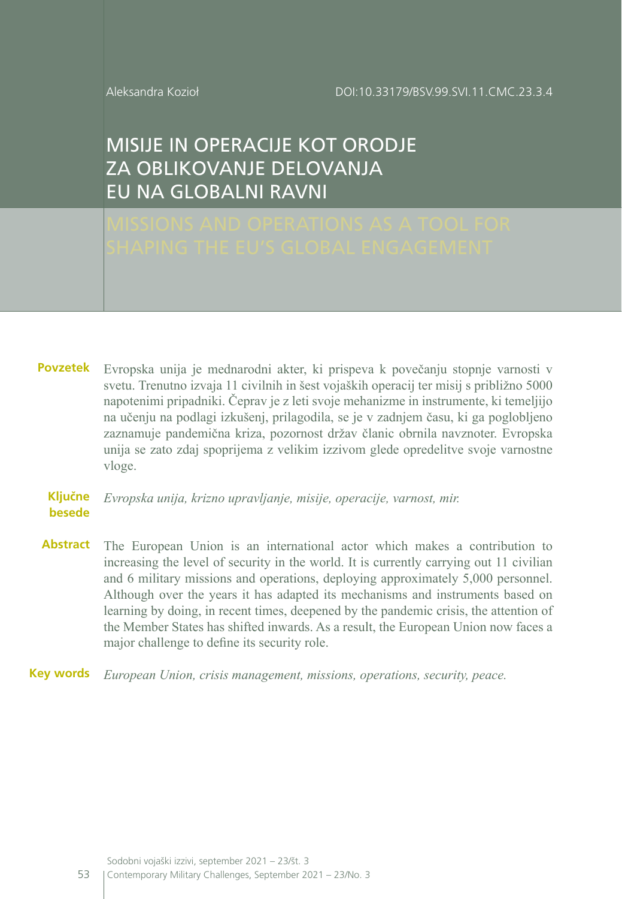Aleksandra Kozioł

DOI:10.33179/BSV.99.SVI.11.CMC.23.3.4

# MISIJE IN OPERACIJE KOT ORODJE ZA OBLIKOVANJE DELOVANJA EU NA GLOBALNI RAVNI

# MISSIONS AND OPERATIONS AS A TOOL FOR SHAPING THE EU'S GLOBAL ENGAGEMENT

**Povzetek** Evropska unija je mednarodni akter, ki prispeva k povečanju stopnje varnosti v svetu. Trenutno izvaja 11 civilnih in šest vojaških operacij ter misij s približno 5000 napotenimi pripadniki. Čeprav je z leti svoje mehanizme in instrumente, ki temeljijo na učenju na podlagi izkušenj, prilagodila, se je v zadnjem času, ki ga poglobljeno zaznamuje pandemična kriza, pozornost držav članic obrnila navznoter. Evropska unija se zato zdaj spoprijema z velikim izzivom glede opredelitve svoje varnostne vloge.

**Ključne besede** *Evropska unija, krizno upravljanje, misije, operacije, varnost, mir.*

**Abstract** The European Union is an international actor which makes a contribution to increasing the level of security in the world. It is currently carrying out 11 civilian and 6 military missions and operations, deploying approximately 5,000 personnel. Although over the years it has adapted its mechanisms and instruments based on learning by doing, in recent times, deepened by the pandemic crisis, the attention of the Member States has shifted inwards. As a result, the European Union now faces a major challenge to define its security role.

**Key words** *European Union, crisis management, missions, operations, security, peace.*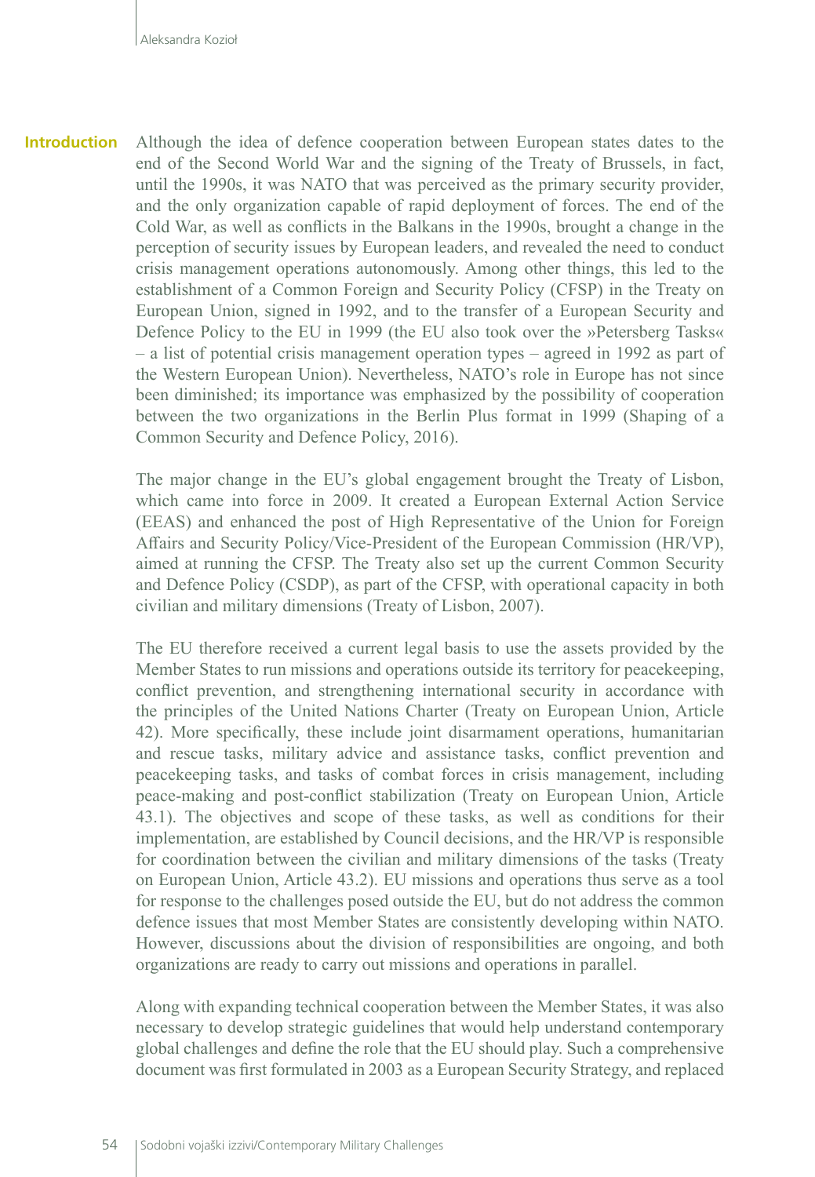## Introduction

Although the idea of defence cooperation between European states dates to the end of the Second World War and the signing of the Treaty of Brussels, in fact, until the 1990s, it was NATO that was perceived as the primary security provider, and the only organization capable of rapid deployment of forces. The end of the Cold War, as well as conflicts in the Balkans in the 1990s, brought a change in the perception of security issues by European leaders, and revealed the need to conduct crisis management operations autonomously. Among other things, this led to the establishment of a Common Foreign and Security Policy (CFSP) in the Treaty on European Union, signed in 1992, and to the transfer of a European Security and Defence Policy to the EU in 1999 (the EU also took over the »Petersberg Tasks« – a list of potential crisis management operation types – agreed in 1992 as part of the Western European Union). Nevertheless, NATO's role in Europe has not since been diminished; its importance was emphasized by the possibility of cooperation between the two organizations in the Berlin Plus format in 1999 (Shaping of a Common Security and Defence Policy, 2016).

The major change in the EU's global engagement brought the Treaty of Lisbon, which came into force in 2009. It created a European External Action Service (EEAS) and enhanced the post of High Representative of the Union for Foreign Affairs and Security Policy/Vice-President of the European Commission (HR/VP), aimed at running the CFSP. The Treaty also set up the current Common Security and Defence Policy (CSDP), as part of the CFSP, with operational capacity in both civilian and military dimensions (Treaty of Lisbon, 2007).

The EU therefore received a current legal basis to use the assets provided by the Member States to run missions and operations outside its territory for peacekeeping, conflict prevention, and strengthening international security in accordance with the principles of the United Nations Charter (Treaty on European Union, Article 42). More specifically, these include joint disarmament operations, humanitarian and rescue tasks, military advice and assistance tasks, conflict prevention and peacekeeping tasks, and tasks of combat forces in crisis management, including peace-making and post-conflict stabilization (Treaty on European Union, Article 43.1). The objectives and scope of these tasks, as well as conditions for their implementation, are established by Council decisions, and the HR/VP is responsible for coordination between the civilian and military dimensions of the tasks (Treaty on European Union, Article 43.2). EU missions and operations thus serve as a tool for response to the challenges posed outside the EU, but do not address the common defence issues that most Member States are consistently developing within NATO. However, discussions about the division of responsibilities are ongoing, and both organizations are ready to carry out missions and operations in parallel.

Along with expanding technical cooperation between the Member States, it was also necessary to develop strategic guidelines that would help understand contemporary global challenges and define the role that the EU should play. Such a comprehensive document was first formulated in 2003 as a European Security Strategy, and replaced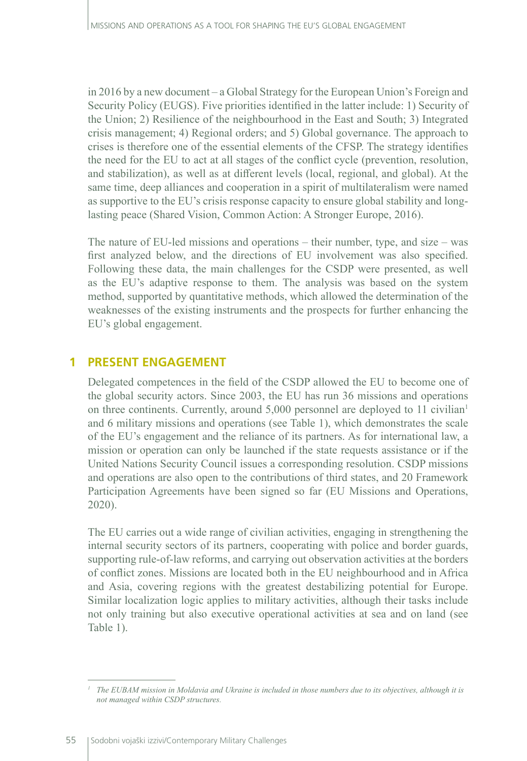in 2016 by a new document – a Global Strategy for the European Union's Foreign and Security Policy (EUGS). Five priorities identified in the latter include: 1) Security of the Union; 2) Resilience of the neighbourhood in the East and South; 3) Integrated crisis management; 4) Regional orders; and 5) Global governance. The approach to crises is therefore one of the essential elements of the CFSP. The strategy identifies the need for the EU to act at all stages of the conflict cycle (prevention, resolution, and stabilization), as well as at different levels (local, regional, and global). At the same time, deep alliances and cooperation in a spirit of multilateralism were named as supportive to the EU's crisis response capacity to ensure global stability and long-lasting peace (Shared Vision, Common Action: A Stronger Europe, 2016).

The nature of EU-led missions and operations – their number, type, and size – was first analyzed below, and the directions of EU involvement was also specified. Following these data, the main challenges for the CSDP were presented, as well as the EU's adaptive response to them. The analysis was based on the system method, supported by quantitative methods, which allowed the determination of the weaknesses of the existing instruments and the prospects for further enhancing the EU's global engagement.

## 1 PRESENT ENGAGEMENT

Delegated competences in the field of the CSDP allowed the EU to become one of the global security actors. Since 2003, the EU has run 36 missions and operations on three continents. Currently, around 5,000 personnel are deployed to 11 civilian[1] and 6 military missions and operations (see Table 1), which demonstrates the scale of the EU's engagement and the reliance of its partners. As for international law, a mission or operation can only be launched if the state requests assistance or if the United Nations Security Council issues a corresponding resolution. CSDP missions and operations are also open to the contributions of third states, and 20 Framework Participation Agreements have been signed so far (EU Missions and Operations, 2020).

The EU carries out a wide range of civilian activities, engaging in strengthening the internal security sectors of its partners, cooperating with police and border guards, supporting rule-of-law reforms, and carrying out observation activities at the borders of conflict zones. Missions are located both in the EU neighbourhood and in Africa and Asia, covering regions with the greatest destabilizing potential for Europe. Similar localization logic applies to military activities, although their tasks include not only training but also executive operational activities at sea and on land (see Table 1).

---

*[1] The EUBAM mission in Moldavia and Ukraine is included in those numbers due to its objectives, although it is not managed within CSDP structures.*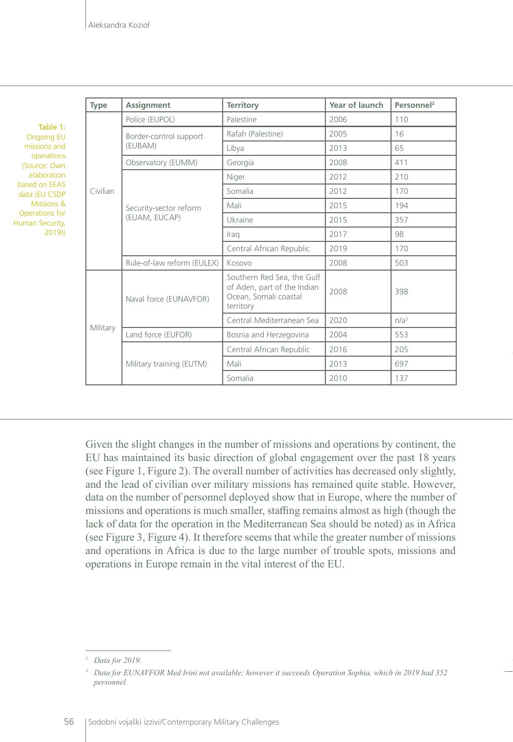Table 1: Ongoing EU missions and operations (Source: Own elaboration based on EEAS data (EU CSDP Missions & Operations for Human Security, 2019))

| Type | Assignment | Territory | Year of launch | Personnel[2] |
|---|---|---|---|---|
| Civilian | Police (EUPOL) | Palestine | 2006 | 110 |
| | Border-control support (EUBAM) | Rafah (Palestine) | 2005 | 16 |
| | | Libya | 2013 | 65 |
| | Observatory (EUMM) | Georgia | 2008 | 411 |
| | Security-sector reform (EUAM, EUCAP) | Niger | 2012 | 210 |
| | | Somalia | 2012 | 170 |
| | | Mali | 2015 | 194 |
| | | Ukraine | 2015 | 357 |
| | | Iraq | 2017 | 98 |
| | | Central African Republic | 2019 | 170 |
| | Rule-of-law reform (EULEX) | Kosovo | 2008 | 503 |
| Military | Naval force (EUNAVFOR) | Southern Red Sea, the Gulf of Aden, part of the Indian Ocean, Somali coastal territory | 2008 | 398 |
| | | Central Mediterranean Sea | 2020 | n/a[3] |
| | Land force (EUFOR) | Bosnia and Herzegovina | 2004 | 553 |
| | Military training (EUTM) | Central African Republic | 2016 | 205 |
| | | Mali | 2013 | 697 |
| | | Somalia | 2010 | 137 |

Given the slight changes in the number of missions and operations by continent, the EU has maintained its basic direction of global engagement over the past 18 years (see Figure 1, Figure 2). The overall number of activities has decreased only slightly, and the lead of civilian over military missions has remained quite stable. However, data on the number of personnel deployed show that in Europe, where the number of missions and operations is much smaller, staffing remains almost as high (though the lack of data for the operation in the Mediterranean Sea should be noted) as in Africa (see Figure 3, Figure 4). It therefore seems that while the greater number of missions and operations in Africa is due to the large number of trouble spots, missions and operations in Europe remain in the vital interest of the EU.

[2] *Data for 2019.*

[3] *Data for EUNAVFOR Med Irini not available; however it succeeds Operation Sophia, which in 2019 had 352 personnel.*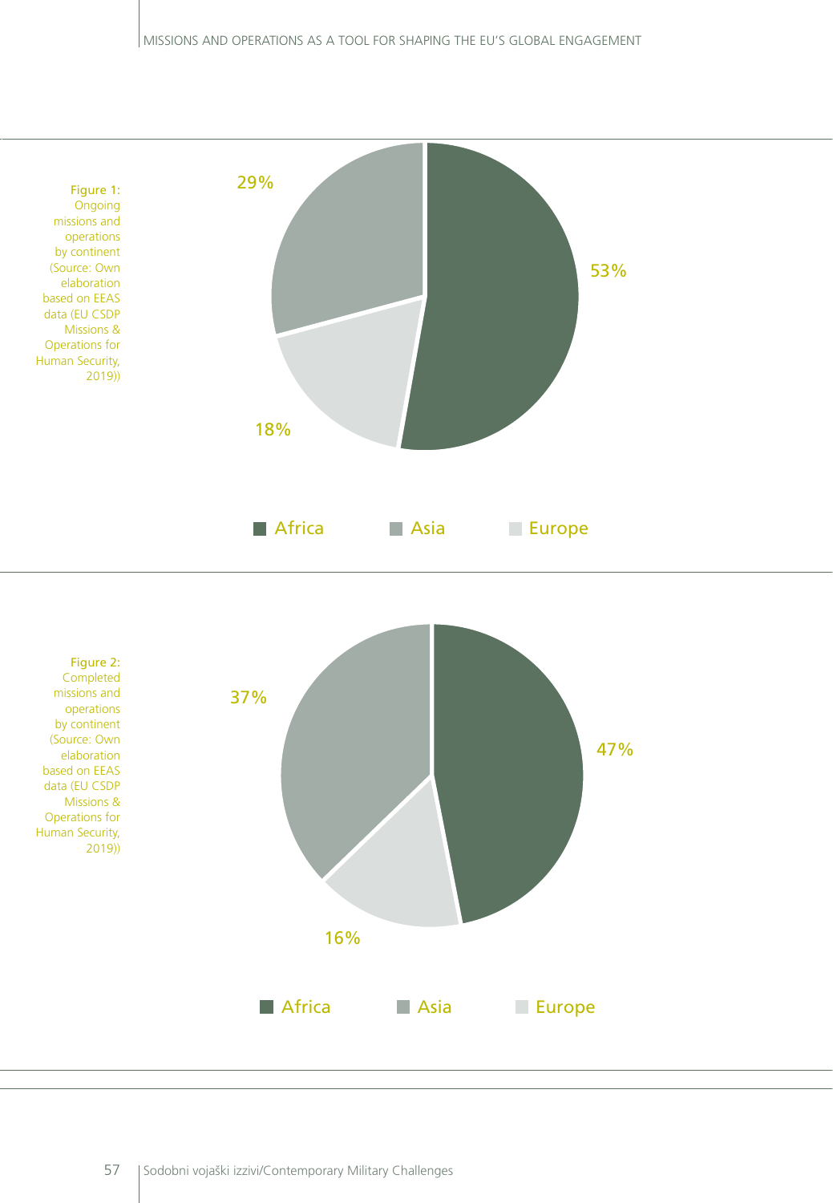Figure 1: Ongoing missions and operations by continent (Source: Own elaboration based on EEAS data (EU CSDP Missions & Operations for Human Security, 2019))

29%

53%

18%

Africa
Asia
Europe

Figure 2: Completed missions and operations by continent (Source: Own elaboration based on EEAS data (EU CSDP Missions & Operations for Human Security, 2019))

37%

47%

16%

Africa
Asia
Europe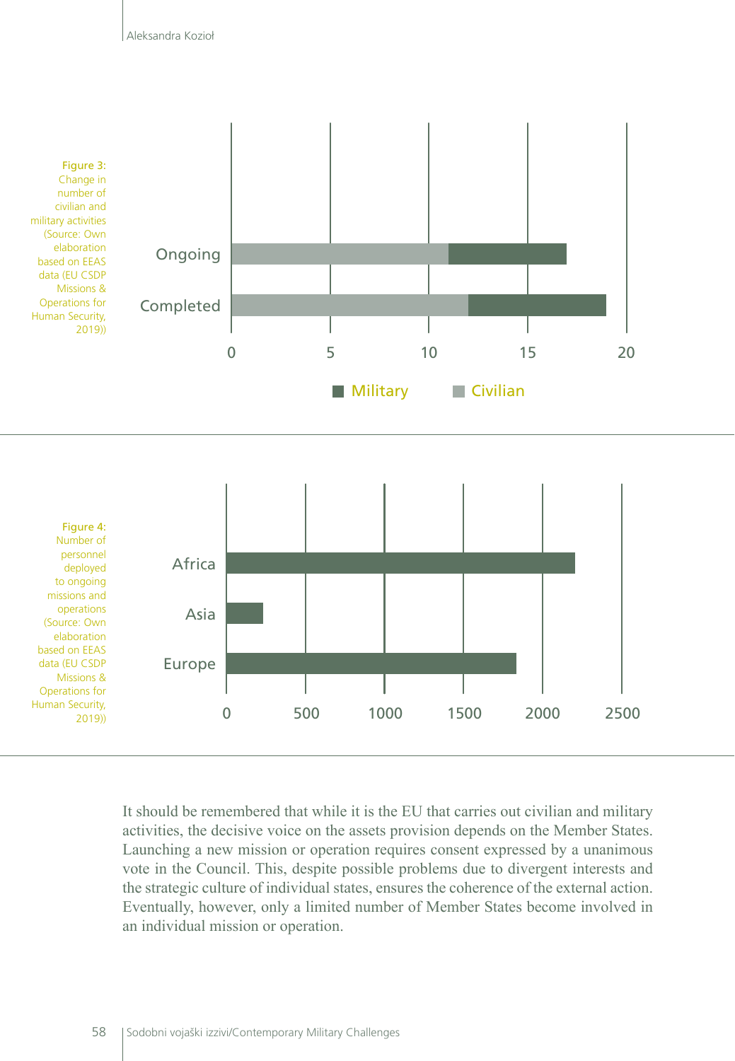Figure 3: Change in number of civilian and military activities (Source: Own elaboration based on EEAS data (EU CSDP Missions & Operations for Human Security, 2019))

Ongoing
Completed
0
5
10
15
20
Military
Civilian

Figure 4: Number of personnel deployed to ongoing missions and operations (Source: Own elaboration based on EEAS data (EU CSDP Missions & Operations for Human Security, 2019))

Africa
Asia
Europe
0
500
1000
1500
2000
2500

It should be remembered that while it is the EU that carries out civilian and military activities, the decisive voice on the assets provision depends on the Member States. Launching a new mission or operation requires consent expressed by a unanimous vote in the Council. This, despite possible problems due to divergent interests and the strategic culture of individual states, ensures the coherence of the external action. Eventually, however, only a limited number of Member States become involved in an individual mission or operation.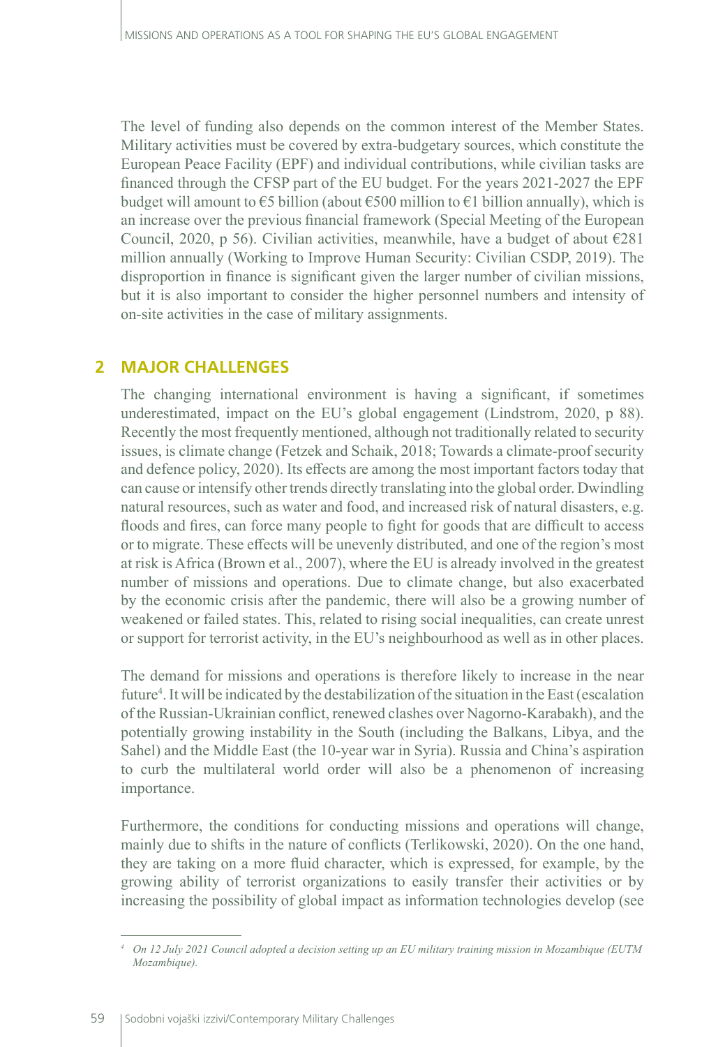The level of funding also depends on the common interest of the Member States. Military activities must be covered by extra-budgetary sources, which constitute the European Peace Facility (EPF) and individual contributions, while civilian tasks are financed through the CFSP part of the EU budget. For the years 2021-2027 the EPF budget will amount to €5 billion (about €500 million to €1 billion annually), which is an increase over the previous financial framework (Special Meeting of the European Council, 2020, p 56). Civilian activities, meanwhile, have a budget of about €281 million annually (Working to Improve Human Security: Civilian CSDP, 2019). The disproportion in finance is significant given the larger number of civilian missions, but it is also important to consider the higher personnel numbers and intensity of on-site activities in the case of military assignments.

## 2 MAJOR CHALLENGES

The changing international environment is having a significant, if sometimes underestimated, impact on the EU's global engagement (Lindstrom, 2020, p 88). Recently the most frequently mentioned, although not traditionally related to security issues, is climate change (Fetzek and Schaik, 2018; Towards a climate-proof security and defence policy, 2020). Its effects are among the most important factors today that can cause or intensify other trends directly translating into the global order. Dwindling natural resources, such as water and food, and increased risk of natural disasters, e.g. floods and fires, can force many people to fight for goods that are difficult to access or to migrate. These effects will be unevenly distributed, and one of the region's most at risk is Africa (Brown et al., 2007), where the EU is already involved in the greatest number of missions and operations. Due to climate change, but also exacerbated by the economic crisis after the pandemic, there will also be a growing number of weakened or failed states. This, related to rising social inequalities, can create unrest or support for terrorist activity, in the EU's neighbourhood as well as in other places.

The demand for missions and operations is therefore likely to increase in the near future[4]. It will be indicated by the destabilization of the situation in the East (escalation of the Russian-Ukrainian conflict, renewed clashes over Nagorno-Karabakh), and the potentially growing instability in the South (including the Balkans, Libya, and the Sahel) and the Middle East (the 10-year war in Syria). Russia and China's aspiration to curb the multilateral world order will also be a phenomenon of increasing importance.

Furthermore, the conditions for conducting missions and operations will change, mainly due to shifts in the nature of conflicts (Terlikowski, 2020). On the one hand, they are taking on a more fluid character, which is expressed, for example, by the growing ability of terrorist organizations to easily transfer their activities or by increasing the possibility of global impact as information technologies develop (see

[4] *On 12 July 2021 Council adopted a decision setting up an EU military training mission in Mozambique (EUTM Mozambique).*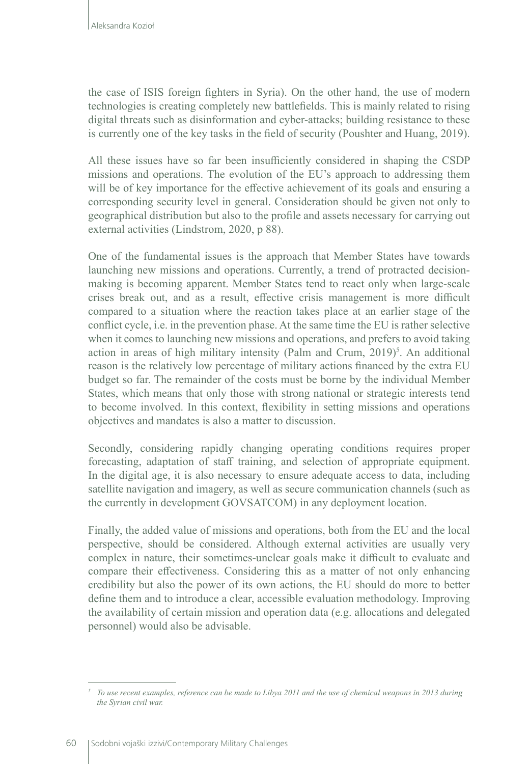the case of ISIS foreign fighters in Syria). On the other hand, the use of modern technologies is creating completely new battlefields. This is mainly related to rising digital threats such as disinformation and cyber-attacks; building resistance to these is currently one of the key tasks in the field of security (Poushter and Huang, 2019).

All these issues have so far been insufficiently considered in shaping the CSDP missions and operations. The evolution of the EU's approach to addressing them will be of key importance for the effective achievement of its goals and ensuring a corresponding security level in general. Consideration should be given not only to geographical distribution but also to the profile and assets necessary for carrying out external activities (Lindstrom, 2020, p 88).

One of the fundamental issues is the approach that Member States have towards launching new missions and operations. Currently, a trend of protracted decision-making is becoming apparent. Member States tend to react only when large-scale crises break out, and as a result, effective crisis management is more difficult compared to a situation where the reaction takes place at an earlier stage of the conflict cycle, i.e. in the prevention phase. At the same time the EU is rather selective when it comes to launching new missions and operations, and prefers to avoid taking action in areas of high military intensity (Palm and Crum, 2019)[5]. An additional reason is the relatively low percentage of military actions financed by the extra EU budget so far. The remainder of the costs must be borne by the individual Member States, which means that only those with strong national or strategic interests tend to become involved. In this context, flexibility in setting missions and operations objectives and mandates is also a matter to discussion.

Secondly, considering rapidly changing operating conditions requires proper forecasting, adaptation of staff training, and selection of appropriate equipment. In the digital age, it is also necessary to ensure adequate access to data, including satellite navigation and imagery, as well as secure communication channels (such as the currently in development GOVSATCOM) in any deployment location.

Finally, the added value of missions and operations, both from the EU and the local perspective, should be considered. Although external activities are usually very complex in nature, their sometimes-unclear goals make it difficult to evaluate and compare their effectiveness. Considering this as a matter of not only enhancing credibility but also the power of its own actions, the EU should do more to better define them and to introduce a clear, accessible evaluation methodology. Improving the availability of certain mission and operation data (e.g. allocations and delegated personnel) would also be advisable.

---

[5] *To use recent examples, reference can be made to Libya 2011 and the use of chemical weapons in 2013 during the Syrian civil war.*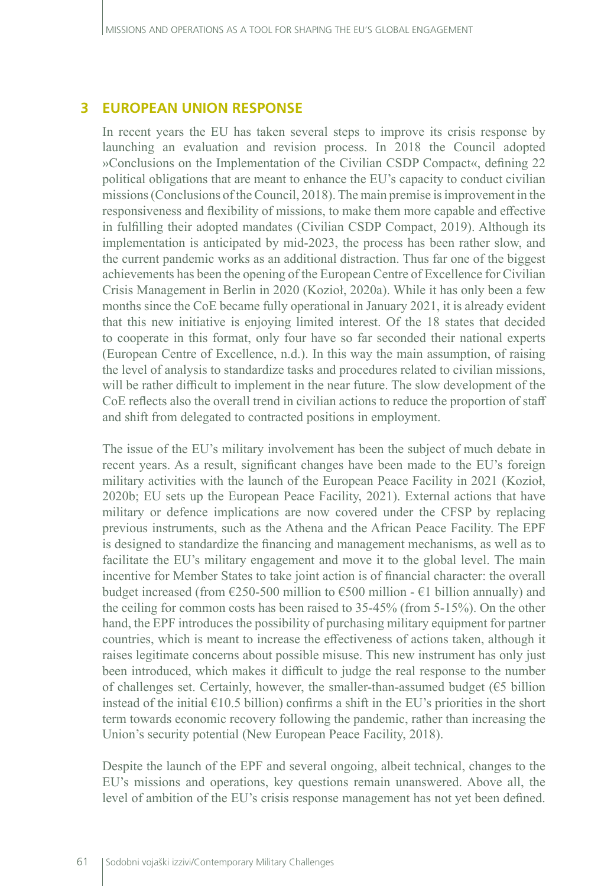## 3 EUROPEAN UNION RESPONSE

In recent years the EU has taken several steps to improve its crisis response by launching an evaluation and revision process. In 2018 the Council adopted »Conclusions on the Implementation of the Civilian CSDP Compact«, defining 22 political obligations that are meant to enhance the EU's capacity to conduct civilian missions (Conclusions of the Council, 2018). The main premise is improvement in the responsiveness and flexibility of missions, to make them more capable and effective in fulfilling their adopted mandates (Civilian CSDP Compact, 2019). Although its implementation is anticipated by mid-2023, the process has been rather slow, and the current pandemic works as an additional distraction. Thus far one of the biggest achievements has been the opening of the European Centre of Excellence for Civilian Crisis Management in Berlin in 2020 (Kozioł, 2020a). While it has only been a few months since the CoE became fully operational in January 2021, it is already evident that this new initiative is enjoying limited interest. Of the 18 states that decided to cooperate in this format, only four have so far seconded their national experts (European Centre of Excellence, n.d.). In this way the main assumption, of raising the level of analysis to standardize tasks and procedures related to civilian missions, will be rather difficult to implement in the near future. The slow development of the CoE reflects also the overall trend in civilian actions to reduce the proportion of staff and shift from delegated to contracted positions in employment.

The issue of the EU's military involvement has been the subject of much debate in recent years. As a result, significant changes have been made to the EU's foreign military activities with the launch of the European Peace Facility in 2021 (Kozioł, 2020b; EU sets up the European Peace Facility, 2021). External actions that have military or defence implications are now covered under the CFSP by replacing previous instruments, such as the Athena and the African Peace Facility. The EPF is designed to standardize the financing and management mechanisms, as well as to facilitate the EU's military engagement and move it to the global level. The main incentive for Member States to take joint action is of financial character: the overall budget increased (from €250-500 million to €500 million - €1 billion annually) and the ceiling for common costs has been raised to 35-45% (from 5-15%). On the other hand, the EPF introduces the possibility of purchasing military equipment for partner countries, which is meant to increase the effectiveness of actions taken, although it raises legitimate concerns about possible misuse. This new instrument has only just been introduced, which makes it difficult to judge the real response to the number of challenges set. Certainly, however, the smaller-than-assumed budget (€5 billion instead of the initial €10.5 billion) confirms a shift in the EU's priorities in the short term towards economic recovery following the pandemic, rather than increasing the Union's security potential (New European Peace Facility, 2018).

Despite the launch of the EPF and several ongoing, albeit technical, changes to the EU's missions and operations, key questions remain unanswered. Above all, the level of ambition of the EU's crisis response management has not yet been defined.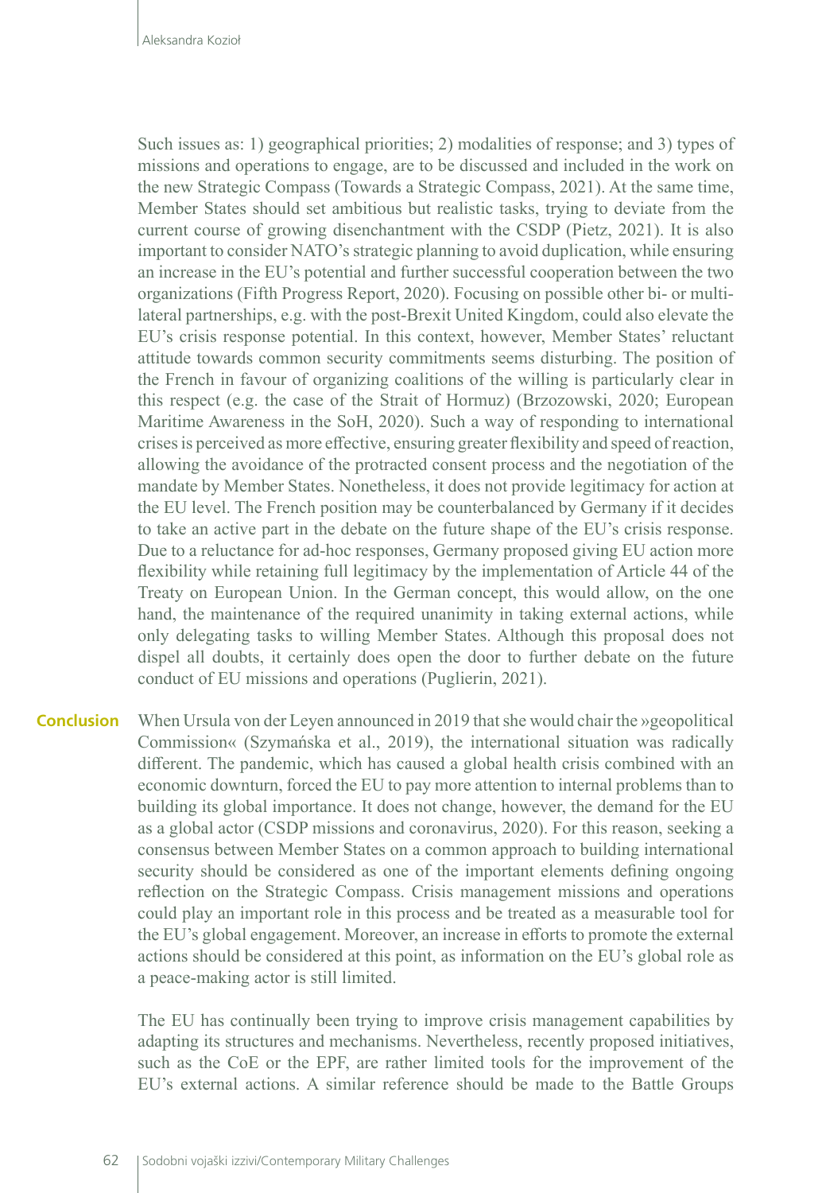Such issues as: 1) geographical priorities; 2) modalities of response; and 3) types of missions and operations to engage, are to be discussed and included in the work on the new Strategic Compass (Towards a Strategic Compass, 2021). At the same time, Member States should set ambitious but realistic tasks, trying to deviate from the current course of growing disenchantment with the CSDP (Pietz, 2021). It is also important to consider NATO's strategic planning to avoid duplication, while ensuring an increase in the EU's potential and further successful cooperation between the two organizations (Fifth Progress Report, 2020). Focusing on possible other bi- or multilateral partnerships, e.g. with the post-Brexit United Kingdom, could also elevate the EU's crisis response potential. In this context, however, Member States' reluctant attitude towards common security commitments seems disturbing. The position of the French in favour of organizing coalitions of the willing is particularly clear in this respect (e.g. the case of the Strait of Hormuz) (Brzozowski, 2020; European Maritime Awareness in the SoH, 2020). Such a way of responding to international crises is perceived as more effective, ensuring greater flexibility and speed of reaction, allowing the avoidance of the protracted consent process and the negotiation of the mandate by Member States. Nonetheless, it does not provide legitimacy for action at the EU level. The French position may be counterbalanced by Germany if it decides to take an active part in the debate on the future shape of the EU's crisis response. Due to a reluctance for ad-hoc responses, Germany proposed giving EU action more flexibility while retaining full legitimacy by the implementation of Article 44 of the Treaty on European Union. In the German concept, this would allow, on the one hand, the maintenance of the required unanimity in taking external actions, while only delegating tasks to willing Member States. Although this proposal does not dispel all doubts, it certainly does open the door to further debate on the future conduct of EU missions and operations (Puglierin, 2021).

## Conclusion

When Ursula von der Leyen announced in 2019 that she would chair the »geopolitical Commission« (Szymańska et al., 2019), the international situation was radically different. The pandemic, which has caused a global health crisis combined with an economic downturn, forced the EU to pay more attention to internal problems than to building its global importance. It does not change, however, the demand for the EU as a global actor (CSDP missions and coronavirus, 2020). For this reason, seeking a consensus between Member States on a common approach to building international security should be considered as one of the important elements defining ongoing reflection on the Strategic Compass. Crisis management missions and operations could play an important role in this process and be treated as a measurable tool for the EU's global engagement. Moreover, an increase in efforts to promote the external actions should be considered at this point, as information on the EU's global role as a peace-making actor is still limited.

The EU has continually been trying to improve crisis management capabilities by adapting its structures and mechanisms. Nevertheless, recently proposed initiatives, such as the CoE or the EPF, are rather limited tools for the improvement of the EU's external actions. A similar reference should be made to the Battle Groups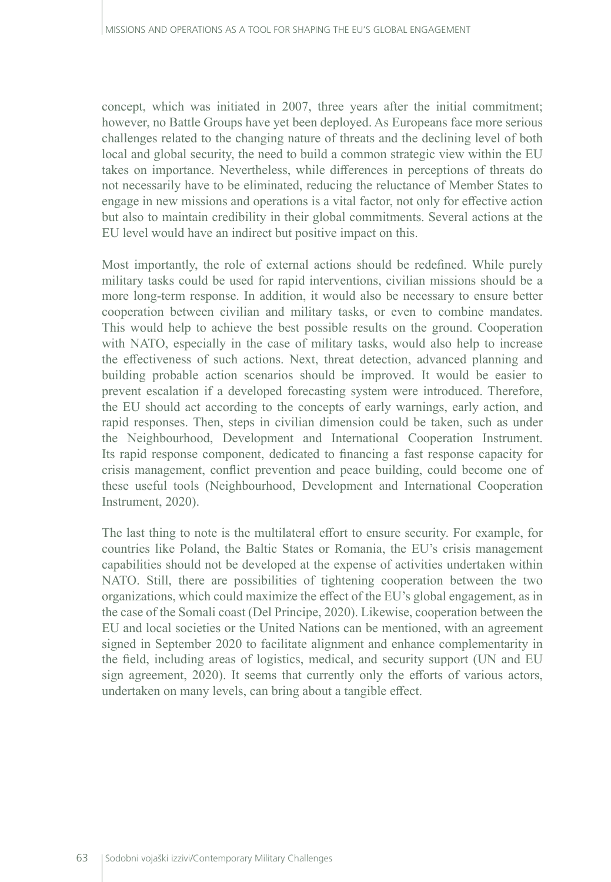concept, which was initiated in 2007, three years after the initial commitment; however, no Battle Groups have yet been deployed. As Europeans face more serious challenges related to the changing nature of threats and the declining level of both local and global security, the need to build a common strategic view within the EU takes on importance. Nevertheless, while differences in perceptions of threats do not necessarily have to be eliminated, reducing the reluctance of Member States to engage in new missions and operations is a vital factor, not only for effective action but also to maintain credibility in their global commitments. Several actions at the EU level would have an indirect but positive impact on this.

Most importantly, the role of external actions should be redefined. While purely military tasks could be used for rapid interventions, civilian missions should be a more long-term response. In addition, it would also be necessary to ensure better cooperation between civilian and military tasks, or even to combine mandates. This would help to achieve the best possible results on the ground. Cooperation with NATO, especially in the case of military tasks, would also help to increase the effectiveness of such actions. Next, threat detection, advanced planning and building probable action scenarios should be improved. It would be easier to prevent escalation if a developed forecasting system were introduced. Therefore, the EU should act according to the concepts of early warnings, early action, and rapid responses. Then, steps in civilian dimension could be taken, such as under the Neighbourhood, Development and International Cooperation Instrument. Its rapid response component, dedicated to financing a fast response capacity for crisis management, conflict prevention and peace building, could become one of these useful tools (Neighbourhood, Development and International Cooperation Instrument, 2020).

The last thing to note is the multilateral effort to ensure security. For example, for countries like Poland, the Baltic States or Romania, the EU's crisis management capabilities should not be developed at the expense of activities undertaken within NATO. Still, there are possibilities of tightening cooperation between the two organizations, which could maximize the effect of the EU's global engagement, as in the case of the Somali coast (Del Principe, 2020). Likewise, cooperation between the EU and local societies or the United Nations can be mentioned, with an agreement signed in September 2020 to facilitate alignment and enhance complementarity in the field, including areas of logistics, medical, and security support (UN and EU sign agreement, 2020). It seems that currently only the efforts of various actors, undertaken on many levels, can bring about a tangible effect.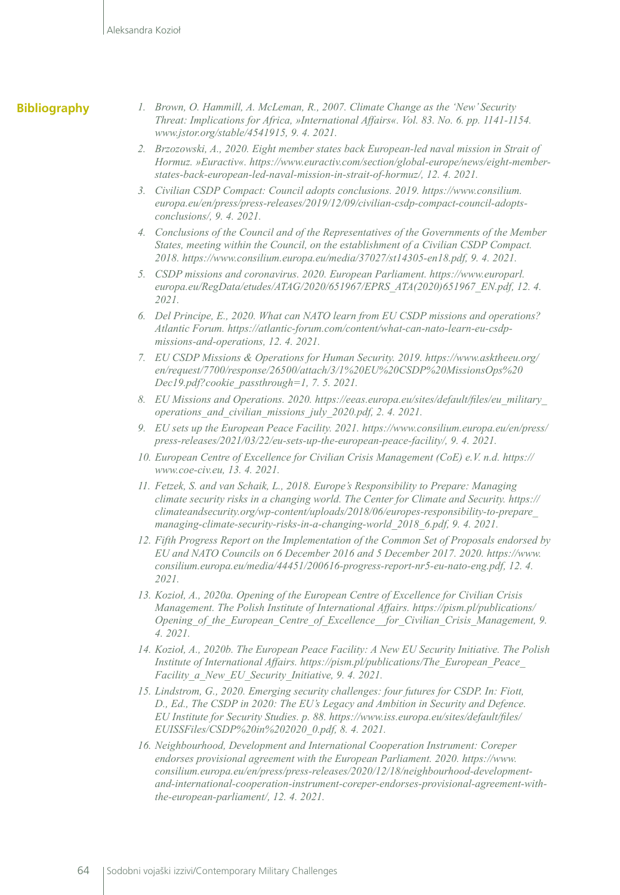## Bibliography

1. *Brown, O. Hammill, A. McLeman, R., 2007. Climate Change as the 'New' Security Threat: Implications for Africa, »International Affairs«. Vol. 83. No. 6. pp. 1141-1154. www.jstor.org/stable/4541915, 9. 4. 2021.*
2. *Brzozowski, A., 2020. Eight member states back European-led naval mission in Strait of Hormuz. »Euractiv«. https://www.euractiv.com/section/global-europe/news/eight-member-states-back-european-led-naval-mission-in-strait-of-hormuz/, 12. 4. 2021.*
3. *Civilian CSDP Compact: Council adopts conclusions. 2019. https://www.consilium.europa.eu/en/press/press-releases/2019/12/09/civilian-csdp-compact-council-adopts-conclusions/, 9. 4. 2021.*
4. *Conclusions of the Council and of the Representatives of the Governments of the Member States, meeting within the Council, on the establishment of a Civilian CSDP Compact. 2018. https://www.consilium.europa.eu/media/37027/st14305-en18.pdf, 9. 4. 2021.*
5. *CSDP missions and coronavirus. 2020. European Parliament. https://www.europarl.europa.eu/RegData/etudes/ATAG/2020/651967/EPRS_ATA(2020)651967_EN.pdf, 12. 4. 2021.*
6. *Del Principe, E., 2020. What can NATO learn from EU CSDP missions and operations? Atlantic Forum. https://atlantic-forum.com/content/what-can-nato-learn-eu-csdp-missions-and-operations, 12. 4. 2021.*
7. *EU CSDP Missions & Operations for Human Security. 2019. https://www.asktheeu.org/en/request/7700/response/26500/attach/3/1%20EU%20CSDP%20MissionsOps%20Dec19.pdf?cookie_passthrough=1, 7. 5. 2021.*
8. *EU Missions and Operations. 2020. https://eeas.europa.eu/sites/default/files/eu_military_operations_and_civilian_missions_july_2020.pdf, 2. 4. 2021.*
9. *EU sets up the European Peace Facility. 2021. https://www.consilium.europa.eu/en/press/press-releases/2021/03/22/eu-sets-up-the-european-peace-facility/, 9. 4. 2021.*
10. *European Centre of Excellence for Civilian Crisis Management (CoE) e.V. n.d. https://www.coe-civ.eu, 13. 4. 2021.*
11. *Fetzek, S. and van Schaik, L., 2018. Europe's Responsibility to Prepare: Managing climate security risks in a changing world. The Center for Climate and Security. https://climateandsecurity.org/wp-content/uploads/2018/06/europes-responsibility-to-prepare_managing-climate-security-risks-in-a-changing-world_2018_6.pdf, 9. 4. 2021.*
12. *Fifth Progress Report on the Implementation of the Common Set of Proposals endorsed by EU and NATO Councils on 6 December 2016 and 5 December 2017. 2020. https://www.consilium.europa.eu/media/44451/200616-progress-report-nr5-eu-nato-eng.pdf, 12. 4. 2021.*
13. *Kozioł, A., 2020a. Opening of the European Centre of Excellence for Civilian Crisis Management. The Polish Institute of International Affairs. https://pism.pl/publications/Opening_of_the_European_Centre_of_Excellence__for_Civilian_Crisis_Management, 9. 4. 2021.*
14. *Kozioł, A., 2020b. The European Peace Facility: A New EU Security Initiative. The Polish Institute of International Affairs. https://pism.pl/publications/The_European_Peace_Facility_a_New_EU_Security_Initiative, 9. 4. 2021.*
15. *Lindstrom, G., 2020. Emerging security challenges: four futures for CSDP. In: Fiott, D., Ed., The CSDP in 2020: The EU's Legacy and Ambition in Security and Defence. EU Institute for Security Studies. p. 88. https://www.iss.europa.eu/sites/default/files/EUISSFiles/CSDP%20in%202020_0.pdf, 8. 4. 2021.*
16. *Neighbourhood, Development and International Cooperation Instrument: Coreper endorses provisional agreement with the European Parliament. 2020. https://www.consilium.europa.eu/en/press/press-releases/2020/12/18/neighbourhood-development-and-international-cooperation-instrument-coreper-endorses-provisional-agreement-with-the-european-parliament/, 12. 4. 2021.*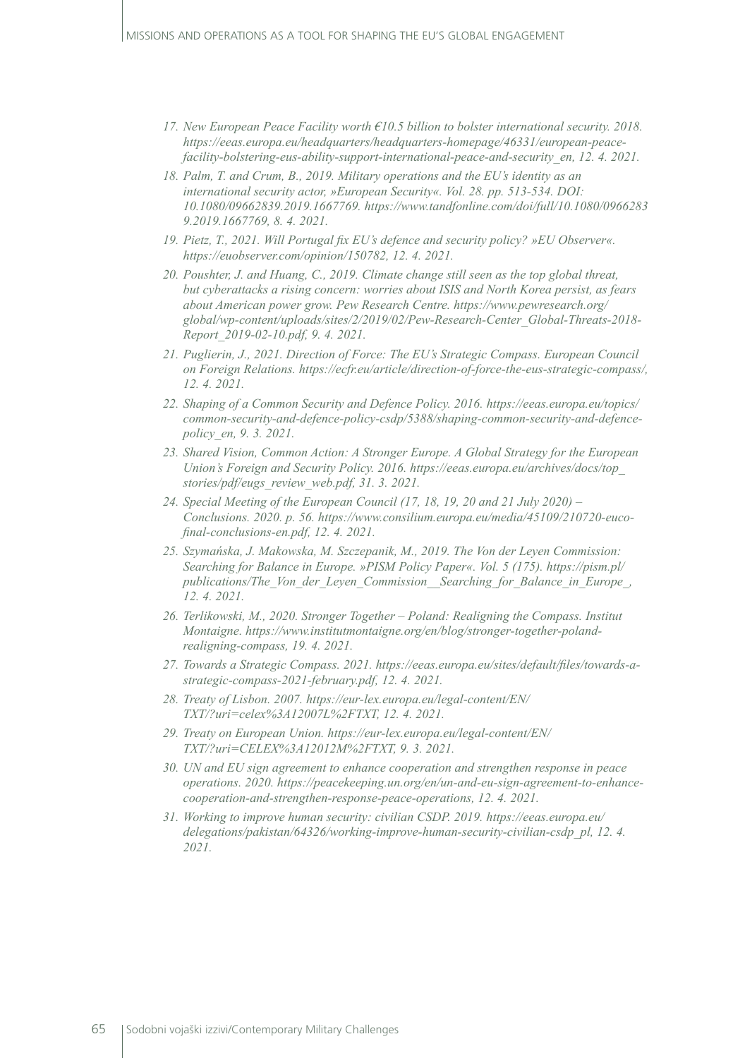17. *New European Peace Facility worth €10.5 billion to bolster international security. 2018. https://eeas.europa.eu/headquarters/headquarters-homepage/46331/european-peace-facility-bolstering-eus-ability-support-international-peace-and-security_en, 12. 4. 2021.*
18. *Palm, T. and Crum, B., 2019. Military operations and the EU's identity as an international security actor, »European Security«. Vol. 28. pp. 513-534. DOI: 10.1080/09662839.2019.1667769. https://www.tandfonline.com/doi/full/10.1080/09662839.2019.1667769, 8. 4. 2021.*
19. *Pietz, T., 2021. Will Portugal fix EU's defence and security policy? »EU Observer«. https://euobserver.com/opinion/150782, 12. 4. 2021.*
20. *Poushter, J. and Huang, C., 2019. Climate change still seen as the top global threat, but cyberattacks a rising concern: worries about ISIS and North Korea persist, as fears about American power grow. Pew Research Centre. https://www.pewresearch.org/global/wp-content/uploads/sites/2/2019/02/Pew-Research-Center_Global-Threats-2018-Report_2019-02-10.pdf, 9. 4. 2021.*
21. *Puglierin, J., 2021. Direction of Force: The EU's Strategic Compass. European Council on Foreign Relations. https://ecfr.eu/article/direction-of-force-the-eus-strategic-compass/, 12. 4. 2021.*
22. *Shaping of a Common Security and Defence Policy. 2016. https://eeas.europa.eu/topics/common-security-and-defence-policy-csdp/5388/shaping-common-security-and-defence-policy_en, 9. 3. 2021.*
23. *Shared Vision, Common Action: A Stronger Europe. A Global Strategy for the European Union's Foreign and Security Policy. 2016. https://eeas.europa.eu/archives/docs/top_stories/pdf/eugs_review_web.pdf, 31. 3. 2021.*
24. *Special Meeting of the European Council (17, 18, 19, 20 and 21 July 2020) – Conclusions. 2020. p. 56. https://www.consilium.europa.eu/media/45109/210720-euco-final-conclusions-en.pdf, 12. 4. 2021.*
25. *Szymańska, J. Makowska, M. Szczepanik, M., 2019. The Von der Leyen Commission: Searching for Balance in Europe. »PISM Policy Paper«. Vol. 5 (175). https://pism.pl/publications/The_Von_der_Leyen_Commission__Searching_for_Balance_in_Europe_, 12. 4. 2021.*
26. *Terlikowski, M., 2020. Stronger Together – Poland: Realigning the Compass. Institut Montaigne. https://www.institutmontaigne.org/en/blog/stronger-together-poland-realigning-compass, 19. 4. 2021.*
27. *Towards a Strategic Compass. 2021. https://eeas.europa.eu/sites/default/files/towards-a-strategic-compass-2021-february.pdf, 12. 4. 2021.*
28. *Treaty of Lisbon. 2007. https://eur-lex.europa.eu/legal-content/EN/TXT/?uri=celex%3A12007L%2FTXT, 12. 4. 2021.*
29. *Treaty on European Union. https://eur-lex.europa.eu/legal-content/EN/TXT/?uri=CELEX%3A12012M%2FTXT, 9. 3. 2021.*
30. *UN and EU sign agreement to enhance cooperation and strengthen response in peace operations. 2020. https://peacekeeping.un.org/en/un-and-eu-sign-agreement-to-enhance-cooperation-and-strengthen-response-peace-operations, 12. 4. 2021.*
31. *Working to improve human security: civilian CSDP. 2019. https://eeas.europa.eu/delegations/pakistan/64326/working-improve-human-security-civilian-csdp_pl, 12. 4. 2021.*